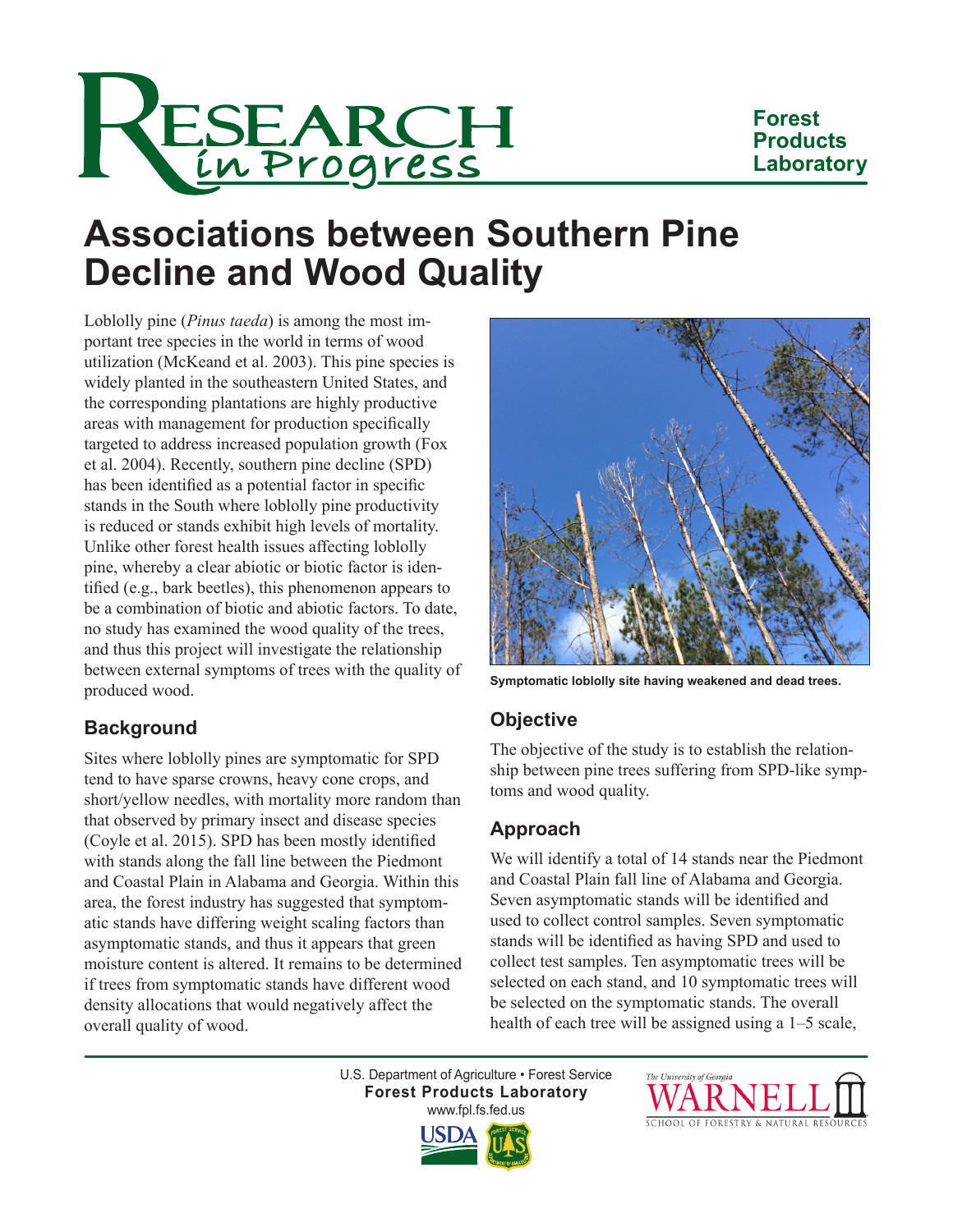# Research in Progress

Forest Products Laboratory

# Associations between Southern Pine Decline and Wood Quality

Loblolly pine (*Pinus taeda*) is among the most important tree species in the world in terms of wood utilization (McKeand et al. 2003). This pine species is widely planted in the southeastern United States, and the corresponding plantations are highly productive areas with management for production specifically targeted to address increased population growth (Fox et al. 2004). Recently, southern pine decline (SPD) has been identified as a potential factor in specific stands in the South where loblolly pine productivity is reduced or stands exhibit high levels of mortality. Unlike other forest health issues affecting loblolly pine, whereby a clear abiotic or biotic factor is identified (e.g., bark beetles), this phenomenon appears to be a combination of biotic and abiotic factors. To date, no study has examined the wood quality of the trees, and thus this project will investigate the relationship between external symptoms of trees with the quality of produced wood.

Symptomatic loblolly site having weakened and dead trees.

## Background

Sites where loblolly pines are symptomatic for SPD tend to have sparse crowns, heavy cone crops, and short/yellow needles, with mortality more random than that observed by primary insect and disease species (Coyle et al. 2015). SPD has been mostly identified with stands along the fall line between the Piedmont and Coastal Plain in Alabama and Georgia. Within this area, the forest industry has suggested that symptomatic stands have differing weight scaling factors than asymptomatic stands, and thus it appears that green moisture content is altered. It remains to be determined if trees from symptomatic stands have different wood density allocations that would negatively affect the overall quality of wood.

## Objective

The objective of the study is to establish the relationship between pine trees suffering from SPD-like symptoms and wood quality.

## Approach

We will identify a total of 14 stands near the Piedmont and Coastal Plain fall line of Alabama and Georgia. Seven asymptomatic stands will be identified and used to collect control samples. Seven symptomatic stands will be identified as having SPD and used to collect test samples. Ten asymptomatic trees will be selected on each stand, and 10 symptomatic trees will be selected on the symptomatic stands. The overall health of each tree will be assigned using a 1–5 scale,

U.S. Department of Agriculture • Forest Service
Forest Products Laboratory
www.fpl.fs.fed.us

The University of Georgia WARNELL School of Forestry & Natural Resources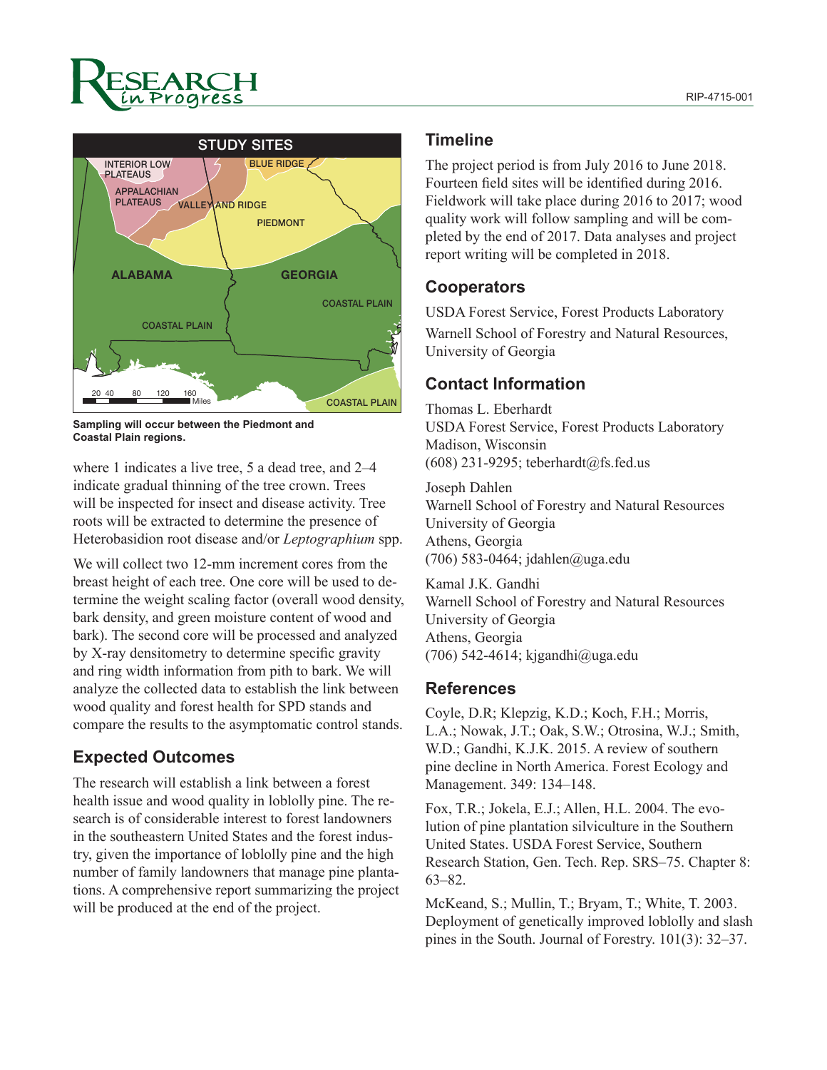STUDY SITES

INTERIOR LOW PLATEAUS

BLUE RIDGE

APPALACHIAN PLATEAUS

VALLEY AND RIDGE

PIEDMONT

ALABAMA

GEORGIA

COASTAL PLAIN

COASTAL PLAIN

20 40 80 120 160 Miles

COASTAL PLAIN

**Sampling will occur between the Piedmont and Coastal Plain regions.**

where 1 indicates a live tree, 5 a dead tree, and 2–4 indicate gradual thinning of the tree crown. Trees will be inspected for insect and disease activity. Tree roots will be extracted to determine the presence of Heterobasidion root disease and/or *Leptographium* spp.

We will collect two 12-mm increment cores from the breast height of each tree. One core will be used to determine the weight scaling factor (overall wood density, bark density, and green moisture content of wood and bark). The second core will be processed and analyzed by X-ray densitometry to determine specific gravity and ring width information from pith to bark. We will analyze the collected data to establish the link between wood quality and forest health for SPD stands and compare the results to the asymptomatic control stands.

## Expected Outcomes

The research will establish a link between a forest health issue and wood quality in loblolly pine. The research is of considerable interest to forest landowners in the southeastern United States and the forest industry, given the importance of loblolly pine and the high number of family landowners that manage pine plantations. A comprehensive report summarizing the project will be produced at the end of the project.

## Timeline

The project period is from July 2016 to June 2018. Fourteen field sites will be identified during 2016. Fieldwork will take place during 2016 to 2017; wood quality work will follow sampling and will be completed by the end of 2017. Data analyses and project report writing will be completed in 2018.

## Cooperators

USDA Forest Service, Forest Products Laboratory

Warnell School of Forestry and Natural Resources, University of Georgia

## Contact Information

Thomas L. Eberhardt
USDA Forest Service, Forest Products Laboratory
Madison, Wisconsin
(608) 231-9295; teberhardt@fs.fed.us

Joseph Dahlen
Warnell School of Forestry and Natural Resources
University of Georgia
Athens, Georgia
(706) 583-0464; jdahlen@uga.edu

Kamal J.K. Gandhi
Warnell School of Forestry and Natural Resources
University of Georgia
Athens, Georgia
(706) 542-4614; kjgandhi@uga.edu

## References

Coyle, D.R; Klepzig, K.D.; Koch, F.H.; Morris, L.A.; Nowak, J.T.; Oak, S.W.; Otrosina, W.J.; Smith, W.D.; Gandhi, K.J.K. 2015. A review of southern pine decline in North America. Forest Ecology and Management. 349: 134–148.

Fox, T.R.; Jokela, E.J.; Allen, H.L. 2004. The evolution of pine plantation silviculture in the Southern United States. USDA Forest Service, Southern Research Station, Gen. Tech. Rep. SRS–75. Chapter 8: 63–82.

McKeand, S.; Mullin, T.; Bryam, T.; White, T. 2003. Deployment of genetically improved loblolly and slash pines in the South. Journal of Forestry. 101(3): 32–37.